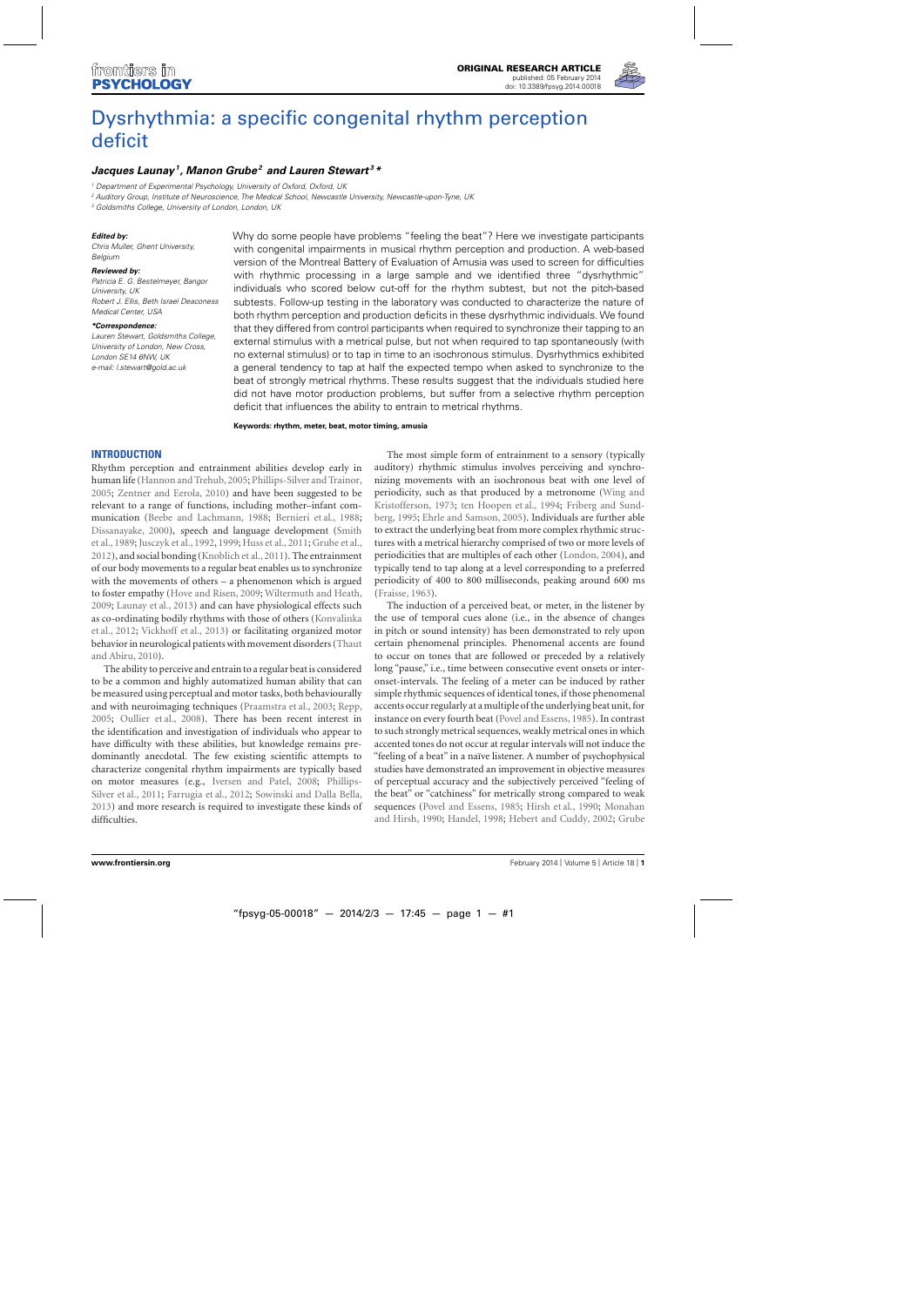ORIGINAL RESEARCH ARTICLE
published: 05 February 2014
doi: 10.3389/fpsyg.2014.00018

# Dysrhythmia: a specific congenital rhythm perception deficit

***Jacques Launay[1], Manon Grube[2] and Lauren Stewart[3]****

[1] Department of Experimental Psychology, University of Oxford, Oxford, UK
[2] Auditory Group, Institute of Neuroscience, The Medical School, Newcastle University, Newcastle-upon-Tyne, UK
[3] Goldsmiths College, University of London, London, UK

***Edited by:***
*Chris Muller, Ghent University, Belgium*

***Reviewed by:***
*Patricia E. G. Bestelmeyer, Bangor University, UK*
*Robert J. Ellis, Beth Israel Deaconess Medical Center, USA*

***\*Correspondence:***
*Lauren Stewart, Goldsmiths College, University of London, New Cross, London SE14 6NW, UK*
*e-mail: l.stewart@gold.ac.uk*

Why do some people have problems "feeling the beat"? Here we investigate participants with congenital impairments in musical rhythm perception and production. A web-based version of the Montreal Battery of Evaluation of Amusia was used to screen for difficulties with rhythmic processing in a large sample and we identified three "dysrhythmic" individuals who scored below cut-off for the rhythm subtest, but not the pitch-based subtests. Follow-up testing in the laboratory was conducted to characterize the nature of both rhythm perception and production deficits in these dysrhythmic individuals. We found that they differed from control participants when required to synchronize their tapping to an external stimulus with a metrical pulse, but not when required to tap spontaneously (with no external stimulus) or to tap in time to an isochronous stimulus. Dysrhythmics exhibited a general tendency to tap at half the expected tempo when asked to synchronize to the beat of strongly metrical rhythms. These results suggest that the individuals studied here did not have motor production problems, but suffer from a selective rhythm perception deficit that influences the ability to entrain to metrical rhythms.

**Keywords: rhythm, meter, beat, motor timing, amusia**

## INTRODUCTION

Rhythm perception and entrainment abilities develop early in human life (Hannon and Trehub, 2005; Phillips-Silver and Trainor, 2005; Zentner and Eerola, 2010) and have been suggested to be relevant to a range of functions, including mother–infant communication (Beebe and Lachmann, 1988; Bernieri et al., 1988; Dissanayake, 2000), speech and language development (Smith et al., 1989; Jusczyk et al., 1992, 1999; Huss et al., 2011; Grube et al., 2012), and social bonding (Knoblich et al., 2011). The entrainment of our body movements to a regular beat enables us to synchronize with the movements of others – a phenomenon which is argued to foster empathy (Hove and Risen, 2009; Wiltermuth and Heath, 2009; Launay et al., 2013) and can have physiological effects such as co-ordinating bodily rhythms with those of others (Konvalinka et al., 2012; Vickhoff et al., 2013) or facilitating organized motor behavior in neurological patients with movement disorders (Thaut and Abiru, 2010).

The ability to perceive and entrain to a regular beat is considered to be a common and highly automatized human ability that can be measured using perceptual and motor tasks, both behaviourally and with neuroimaging techniques (Praamstra et al., 2003; Repp, 2005; Oullier et al., 2008). There has been recent interest in the identification and investigation of individuals who appear to have difficulty with these abilities, but knowledge remains predominantly anecdotal. The few existing scientific attempts to characterize congenital rhythm impairments are typically based on motor measures (e.g., Iversen and Patel, 2008; Phillips-Silver et al., 2011; Farrugia et al., 2012; Sowinski and Dalla Bella, 2013) and more research is required to investigate these kinds of difficulties.

The most simple form of entrainment to a sensory (typically auditory) rhythmic stimulus involves perceiving and synchronizing movements with an isochronous beat with one level of periodicity, such as that produced by a metronome (Wing and Kristofferson, 1973; ten Hoopen et al., 1994; Friberg and Sundberg, 1995; Ehrle and Samson, 2005). Individuals are further able to extract the underlying beat from more complex rhythmic structures with a metrical hierarchy comprised of two or more levels of periodicities that are multiples of each other (London, 2004), and typically tend to tap along at a level corresponding to a preferred periodicity of 400 to 800 milliseconds, peaking around 600 ms (Fraisse, 1963).

The induction of a perceived beat, or meter, in the listener by the use of temporal cues alone (i.e., in the absence of changes in pitch or sound intensity) has been demonstrated to rely upon certain phenomenal principles. Phenomenal accents are found to occur on tones that are followed or preceded by a relatively long "pause," i.e., time between consecutive event onsets or inter-onset-intervals. The feeling of a meter can be induced by rather simple rhythmic sequences of identical tones, if those phenomenal accents occur regularly at a multiple of the underlying beat unit, for instance on every fourth beat (Povel and Essens, 1985). In contrast to such strongly metrical sequences, weakly metrical ones in which accented tones do not occur at regular intervals will not induce the "feeling of a beat" in a naïve listener. A number of psychophysical studies have demonstrated an improvement in objective measures of perceptual accuracy and the subjectively perceived "feeling of the beat" or "catchiness" for metrically strong compared to weak sequences (Povel and Essens, 1985; Hirsh et al., 1990; Monahan and Hirsh, 1990; Handel, 1998; Hebert and Cuddy, 2002; Grube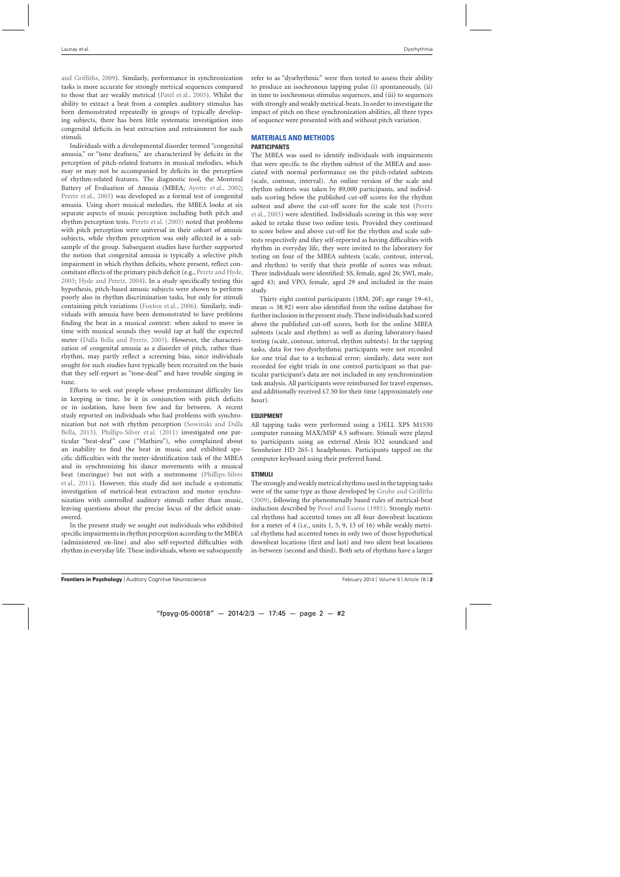and Griffiths, 2009). Similarly, performance in synchronization tasks is more accurate for strongly metrical sequences compared to those that are weakly metrical (Patel et al., 2005). Whilst the ability to extract a beat from a complex auditory stimulus has been demonstrated repeatedly in groups of typically developing subjects, there has been little systematic investigation into congenital deficits in beat extraction and entrainment for such stimuli.

Individuals with a developmental disorder termed "congenital amusia," or "tone deafness," are characterized by deficits in the perception of pitch-related features in musical melodies, which may or may not be accompanied by deficits in the perception of rhythm-related features. The diagnostic tool, the Montreal Battery of Evaluation of Amusia (MBEA; Ayotte et al., 2002; Peretz et al., 2003) was developed as a formal test of congenital amusia. Using short musical melodies, the MBEA looks at six separate aspects of music perception including both pitch and rhythm perception tests. Peretz et al. (2003) noted that problems with pitch perception were universal in their cohort of amusic subjects, while rhythm perception was only affected in a subsample of the group. Subsequent studies have further supported the notion that congenital amusia is typically a selective pitch impairment in which rhythm deficits, where present, reflect concomitant effects of the primary pitch deficit (e.g., Peretz and Hyde, 2003; Hyde and Peretz, 2004). In a study specifically testing this hypothesis, pitch-based amusic subjects were shown to perform poorly also in rhythm discrimination tasks, but only for stimuli containing pitch variations (Foxton et al., 2006). Similarly, individuals with amusia have been demonstrated to have problems finding the beat in a musical context: when asked to move in time with musical sounds they would tap at half the expected meter (Dalla Bella and Peretz, 2003). However, the characterization of congenital amusia as a disorder of pitch, rather than rhythm, may partly reflect a screening bias, since individuals sought for such studies have typically been recruited on the basis that they self-report as "tone-deaf" and have trouble singing in tune.

Efforts to seek out people whose predominant difficulty lies in keeping in time, be it in conjunction with pitch deficits or in isolation, have been few and far between. A recent study reported on individuals who had problems with synchronization but not with rhythm perception (Sowinski and Dalla Bella, 2013). Phillips-Silver et al. (2011) investigated one particular "beat-deaf" case ("Mathieu"), who complained about an inability to find the beat in music and exhibited specific difficulties with the meter-identification task of the MBEA and in synchronizing his dance movements with a musical beat (meringue) but not with a metronome (Phillips-Silver et al., 2011). However, this study did not include a systematic investigation of metrical-beat extraction and motor synchronization with controlled auditory stimuli rather than music, leaving questions about the precise locus of the deficit unanswered.

In the present study we sought out individuals who exhibited specific impairments in rhythm perception according to the MBEA (administered on-line) and also self-reported difficulties with rhythm in everyday life. These individuals, whom we subsequently refer to as "dysrhythmic" were then tested to assess their ability to produce an isochronous tapping pulse (i) spontaneously, (ii) in time to isochronous stimulus sequences, and (iii) to sequences with strongly and weakly metrical-beats. In order to investigate the impact of pitch on these synchronization abilities, all three types of sequence were presented with and without pitch variation.

## MATERIALS AND METHODS

### PARTICIPANTS

The MBEA was used to identify individuals with impairments that were specific to the rhythm subtest of the MBEA and associated with normal performance on the pitch-related subtests (scale, contour, interval). An online version of the scale and rhythm subtests was taken by 89,000 participants, and individuals scoring below the published cut-off scores for the rhythm subtest and above the cut-off score for the scale test (Peretz et al., 2003) were identified. Individuals scoring in this way were asked to retake these two online tests. Provided they continued to score below and above cut-off for the rhythm and scale subtests respectively and they self-reported as having difficulties with rhythm in everyday life, they were invited to the laboratory for testing on four of the MBEA subtests (scale, contour, interval, and rhythm) to verify that their profile of scores was robust. Three individuals were identified: SS, female, aged 26; SWI, male, aged 43; and VPO, female, aged 29 and included in the main study.

Thirty eight control participants (18M, 20F; age range 19–61, mean = 38.92) were also identified from the online database for further inclusion in the present study. These individuals had scored above the published cut-off scores, both for the online MBEA subtests (scale and rhythm) as well as during laboratory-based testing (scale, contour, interval, rhythm subtests). In the tapping tasks, data for two dysrhythmic participants were not recorded for one trial due to a technical error; similarly, data were not recorded for eight trials in one control participant so that particular participant's data are not included in any synchronization task analysis. All participants were reimbursed for travel expenses, and additionally received £7.50 for their time (approximately one hour).

### EQUIPMENT

All tapping tasks were performed using a DELL XPS M1530 computer running MAX/MSP 4.5 software. Stimuli were played to participants using an external Alesis IO2 soundcard and Sennheiser HD 265-1 headphones. Participants tapped on the computer keyboard using their preferred hand.

### STIMULI

The strongly and weakly metrical rhythms used in the tapping tasks were of the same type as those developed by Grube and Griffiths (2009), following the phenomenally based rules of metrical-beat induction described by Povel and Essens (1985). Strongly metrical rhythms had accented tones on all four downbeat locations for a meter of 4 (i.e., units 1, 5, 9, 13 of 16) while weakly metrical rhythms had accented tones in only two of those hypothetical downbeat locations (first and last) and two silent beat locations in-between (second and third). Both sets of rhythms have a larger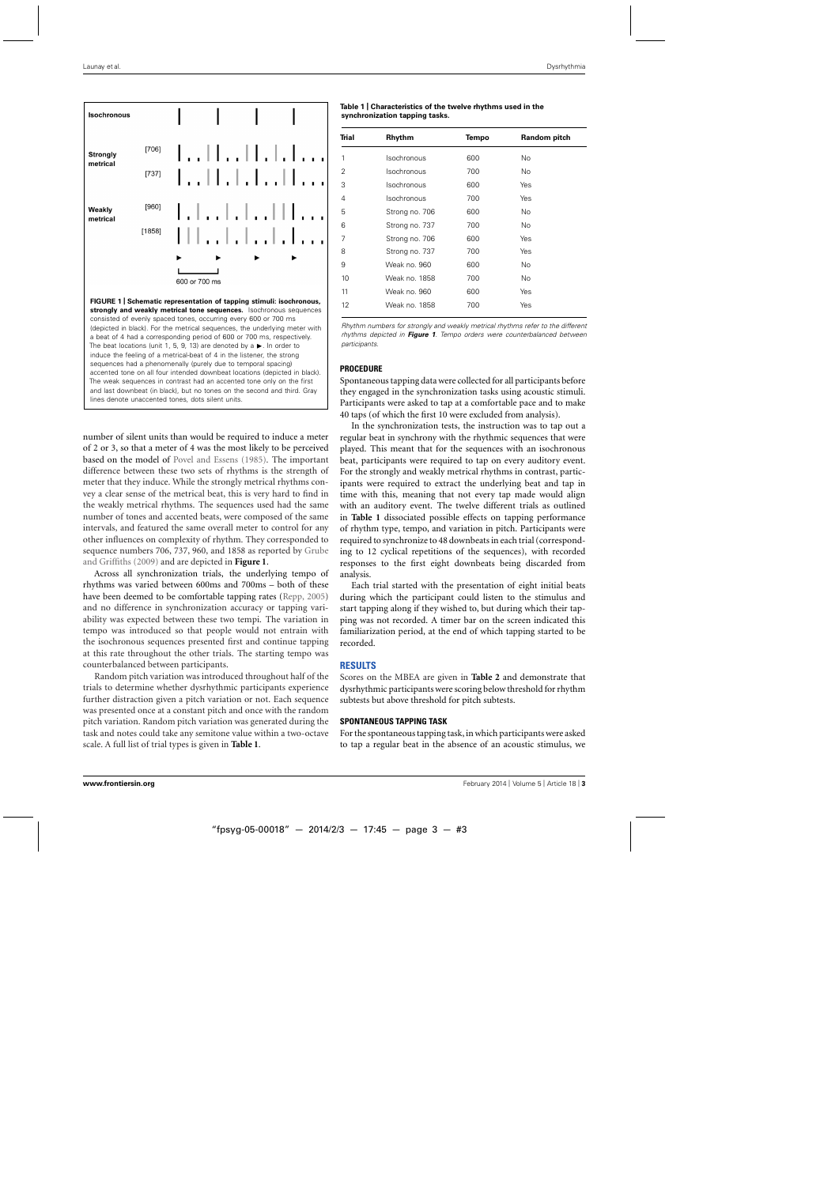**FIGURE 1 | Schematic representation of tapping stimuli: isochronous, strongly and weakly metrical tone sequences.** Isochronous sequences consisted of evenly spaced tones, occurring every 600 or 700 ms (depicted in black). For the metrical sequences, the underlying meter with a beat of 4 had a corresponding period of 600 or 700 ms, respectively. The beat locations (unit 1, 5, 9, 13) are denoted by a ▶. In order to induce the feeling of a metrical-beat of 4 in the listener, the strong sequences had a phenomenally (purely due to temporal spacing) accented tone on all four intended downbeat locations (depicted in black). The weak sequences in contrast had an accented tone only on the first and last downbeat (in black), but no tones on the second and third. Gray lines denote unaccented tones, dots silent units.

number of silent units than would be required to induce a meter of 2 or 3, so that a meter of 4 was the most likely to be perceived based on the model of Povel and Essens (1985). The important difference between these two sets of rhythms is the strength of meter that they induce. While the strongly metrical rhythms convey a clear sense of the metrical beat, this is very hard to find in the weakly metrical rhythms. The sequences used had the same number of tones and accented beats, were composed of the same intervals, and featured the same overall meter to control for any other influences on complexity of rhythm. They corresponded to sequence numbers 706, 737, 960, and 1858 as reported by Grube and Griffiths (2009) and are depicted in **Figure 1**.

Across all synchronization trials, the underlying tempo of rhythms was varied between 600ms and 700ms – both of these have been deemed to be comfortable tapping rates (Repp, 2005) and no difference in synchronization accuracy or tapping variability was expected between these two tempi. The variation in tempo was introduced so that people would not entrain with the isochronous sequences presented first and continue tapping at this rate throughout the other trials. The starting tempo was counterbalanced between participants.

Random pitch variation was introduced throughout half of the trials to determine whether dysrhythmic participants experience further distraction given a pitch variation or not. Each sequence was presented once at a constant pitch and once with the random pitch variation. Random pitch variation was generated during the task and notes could take any semitone value within a two-octave scale. A full list of trial types is given in **Table 1**.

**Table 1 | Characteristics of the twelve rhythms used in the synchronization tapping tasks.**

| Trial | Rhythm | Tempo | Random pitch |
|---|---|---|---|
| 1 | Isochronous | 600 | No |
| 2 | Isochronous | 700 | No |
| 3 | Isochronous | 600 | Yes |
| 4 | Isochronous | 700 | Yes |
| 5 | Strong no. 706 | 600 | No |
| 6 | Strong no. 737 | 700 | No |
| 7 | Strong no. 706 | 600 | Yes |
| 8 | Strong no. 737 | 700 | Yes |
| 9 | Weak no. 960 | 600 | No |
| 10 | Weak no. 1858 | 700 | No |
| 11 | Weak no. 960 | 600 | Yes |
| 12 | Weak no. 1858 | 700 | Yes |

*Rhythm numbers for strongly and weakly metrical rhythms refer to the different rhythms depicted in **Figure 1**. Tempo orders were counterbalanced between participants.*

### PROCEDURE

Spontaneous tapping data were collected for all participants before they engaged in the synchronization tasks using acoustic stimuli. Participants were asked to tap at a comfortable pace and to make 40 taps (of which the first 10 were excluded from analysis).

In the synchronization tests, the instruction was to tap out a regular beat in synchrony with the rhythmic sequences that were played. This meant that for the sequences with an isochronous beat, participants were required to tap on every auditory event. For the strongly and weakly metrical rhythms in contrast, participants were required to extract the underlying beat and tap in time with this, meaning that not every tap made would align with an auditory event. The twelve different trials as outlined in **Table 1** dissociated possible effects on tapping performance of rhythm type, tempo, and variation in pitch. Participants were required to synchronize to 48 downbeats in each trial (corresponding to 12 cyclical repetitions of the sequences), with recorded responses to the first eight downbeats being discarded from analysis.

Each trial started with the presentation of eight initial beats during which the participant could listen to the stimulus and start tapping along if they wished to, but during which their tapping was not recorded. A timer bar on the screen indicated this familiarization period, at the end of which tapping started to be recorded.

## RESULTS

Scores on the MBEA are given in **Table 2** and demonstrate that dysrhythmic participants were scoring below threshold for rhythm subtests but above threshold for pitch subtests.

### SPONTANEOUS TAPPING TASK

For the spontaneous tapping task, in which participants were asked to tap a regular beat in the absence of an acoustic stimulus, we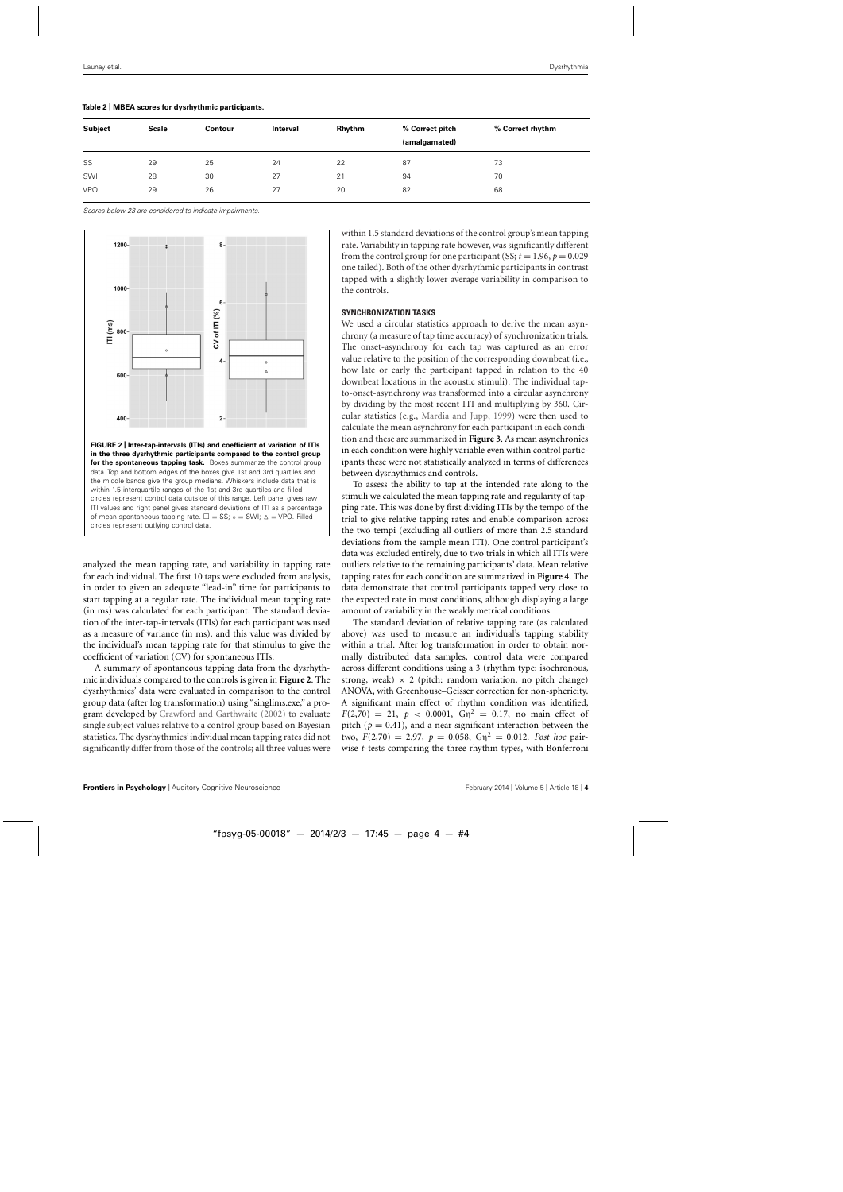**Table 2 | MBEA scores for dysrhythmic participants.**

| Subject | Scale | Contour | Interval | Rhythm | % Correct pitch (amalgamated) | % Correct rhythm |
|---|---|---|---|---|---|---|
| SS | 29 | 25 | 24 | 22 | 87 | 73 |
| SWI | 28 | 30 | 27 | 21 | 94 | 70 |
| VPO | 29 | 26 | 27 | 20 | 82 | 68 |

*Scores below 23 are considered to indicate impairments.*

**FIGURE 2 | Inter-tap-intervals (ITIs) and coefficient of variation of ITIs in the three dysrhythmic participants compared to the control group for the spontaneous tapping task.** Boxes summarize the control group data. Top and bottom edges of the boxes give 1st and 3rd quartiles and the middle bands give the group medians. Whiskers include data that is within 1.5 interquartile ranges of the 1st and 3rd quartiles and filled circles represent control data outside of this range. Left panel gives raw ITI values and right panel gives standard deviations of ITI as a percentage of mean spontaneous tapping rate. □ = SS; ○ = SWI; △ = VPO. Filled circles represent outlying control data.

analyzed the mean tapping rate, and variability in tapping rate for each individual. The first 10 taps were excluded from analysis, in order to given an adequate "lead-in" time for participants to start tapping at a regular rate. The individual mean tapping rate (in ms) was calculated for each participant. The standard deviation of the inter-tap-intervals (ITIs) for each participant was used as a measure of variance (in ms), and this value was divided by the individual's mean tapping rate for that stimulus to give the coefficient of variation (CV) for spontaneous ITIs.

A summary of spontaneous tapping data from the dysrhythmic individuals compared to the controls is given in **Figure 2**. The dysrhythmics' data were evaluated in comparison to the control group data (after log transformation) using "singlims.exe," a program developed by Crawford and Garthwaite (2002) to evaluate single subject values relative to a control group based on Bayesian statistics. The dysrhythmics' individual mean tapping rates did not significantly differ from those of the controls; all three values were within 1.5 standard deviations of the control group's mean tapping rate. Variability in tapping rate however, was significantly different from the control group for one participant (SS; $t = 1.96$, $p = 0.029$ one tailed). Both of the other dysrhythmic participants in contrast tapped with a slightly lower average variability in comparison to the controls.

### SYNCHRONIZATION TASKS

We used a circular statistics approach to derive the mean asynchrony (a measure of tap time accuracy) of synchronization trials. The onset-asynchrony for each tap was captured as an error value relative to the position of the corresponding downbeat (i.e., how late or early the participant tapped in relation to the 40 downbeat locations in the acoustic stimuli). The individual tap-to-onset-asynchrony was transformed into a circular asynchrony by dividing by the most recent ITI and multiplying by 360. Circular statistics (e.g., Mardia and Jupp, 1999) were then used to calculate the mean asynchrony for each participant in each condition and these are summarized in **Figure 3**. As mean asynchronies in each condition were highly variable even within control participants these were not statistically analyzed in terms of differences between dysrhythmics and controls.

To assess the ability to tap at the intended rate along to the stimuli we calculated the mean tapping rate and regularity of tapping rate. This was done by first dividing ITIs by the tempo of the trial to give relative tapping rates and enable comparison across the two tempi (excluding all outliers of more than 2.5 standard deviations from the sample mean ITI). One control participant's data was excluded entirely, due to two trials in which all ITIs were outliers relative to the remaining participants' data. Mean relative tapping rates for each condition are summarized in **Figure 4**. The data demonstrate that control participants tapped very close to the expected rate in most conditions, although displaying a large amount of variability in the weakly metrical conditions.

The standard deviation of relative tapping rate (as calculated above) was used to measure an individual's tapping stability within a trial. After log transformation in order to obtain normally distributed data samples, control data were compared across different conditions using a 3 (rhythm type: isochronous, strong, weak) × 2 (pitch: random variation, no pitch change) ANOVA, with Greenhouse–Geisser correction for non-sphericity. A significant main effect of rhythm condition was identified, $F(2,70) = 21$, $p < 0.0001$, $G\eta^2 = 0.17$, no main effect of pitch ($p = 0.41$), and a near significant interaction between the two, $F(2,70) = 2.97$, $p = 0.058$, $G\eta^2 = 0.012$. *Post hoc* pairwise *t*-tests comparing the three rhythm types, with Bonferroni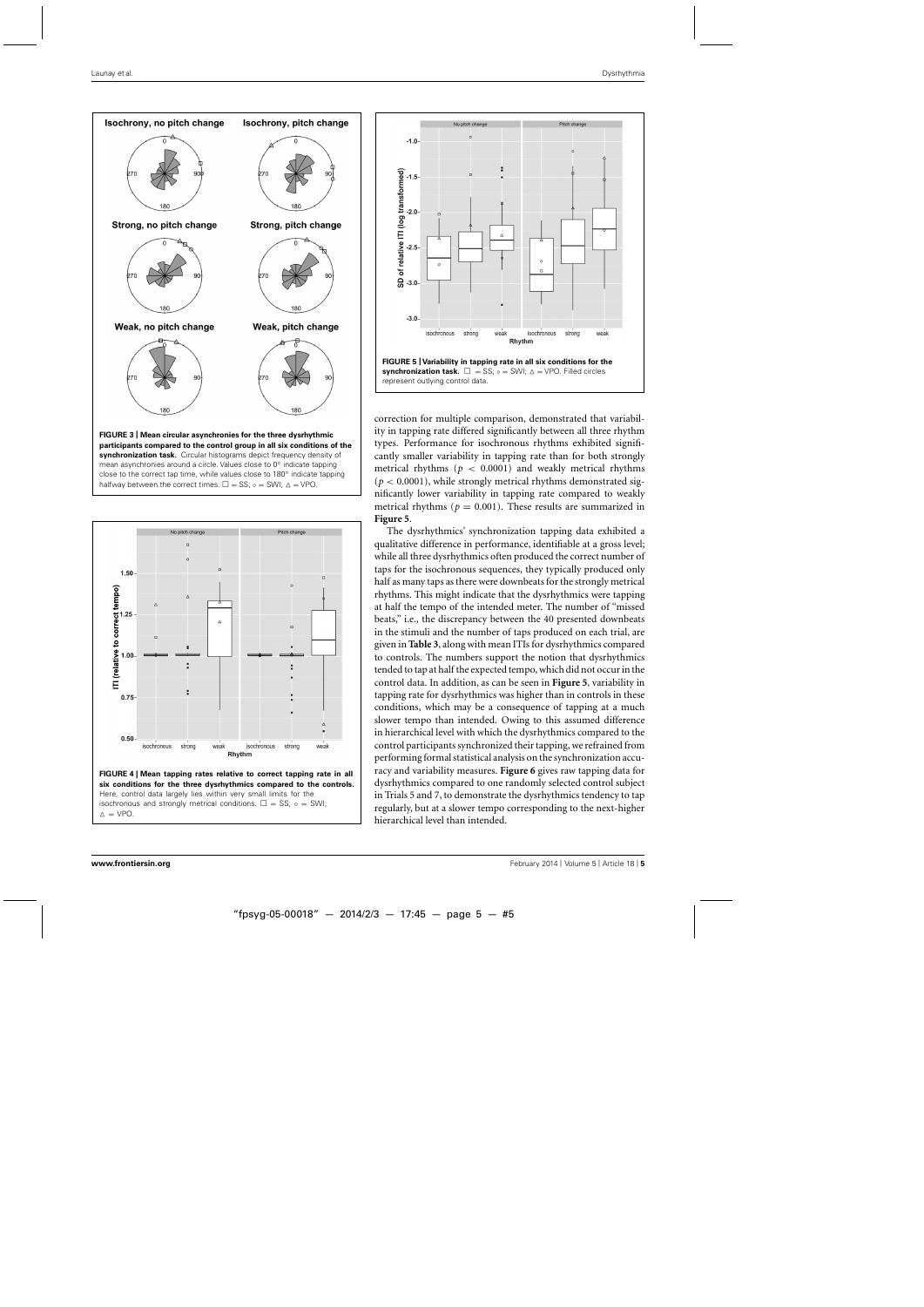**FIGURE 3 | Mean circular asynchronies for the three dysrhythmic participants compared to the control group in all six conditions of the synchronization task.** Circular histograms depict frequency density of mean asynchronies around a circle. Values close to 0° indicate tapping close to the correct tap time, while values close to 180° indicate tapping halfway between the correct times. □ = SS; ○ = SWI; △ = VPO.

**FIGURE 4 | Mean tapping rates relative to correct tapping rate in all six conditions for the three dysrhythmics compared to the controls.** Here, control data largely lies within very small limits for the isochronous and strongly metrical conditions. □ = SS; ○ = SWI; △ = VPO.

**FIGURE 5 | Variability in tapping rate in all six conditions for the synchronization task.** □ = SS; ○ = SWI; △ = VPO. Filled circles represent outlying control data.

correction for multiple comparison, demonstrated that variability in tapping rate differed significantly between all three rhythm types. Performance for isochronous rhythms exhibited significantly smaller variability in tapping rate than for both strongly metrical rhythms ($p < 0.0001$) and weakly metrical rhythms ($p < 0.0001$), while strongly metrical rhythms demonstrated significantly lower variability in tapping rate compared to weakly metrical rhythms ($p = 0.001$). These results are summarized in **Figure 5**.

The dysrhythmics' synchronization tapping data exhibited a qualitative difference in performance, identifiable at a gross level; while all three dysrhythmics often produced the correct number of taps for the isochronous sequences, they typically produced only half as many taps as there were downbeats for the strongly metrical rhythms. This might indicate that the dysrhythmics were tapping at half the tempo of the intended meter. The number of "missed beats," i.e., the discrepancy between the 40 presented downbeats in the stimuli and the number of taps produced on each trial, are given in **Table 3**, along with mean ITIs for dysrhythmics compared to controls. The numbers support the notion that dysrhythmics tended to tap at half the expected tempo, which did not occur in the control data. In addition, as can be seen in **Figure 5**, variability in tapping rate for dysrhythmics was higher than in controls in these conditions, which may be a consequence of tapping at a much slower tempo than intended. Owing to this assumed difference in hierarchical level with which the dysrhythmics compared to the control participants synchronized their tapping, we refrained from performing formal statistical analysis on the synchronization accuracy and variability measures. **Figure 6** gives raw tapping data for dysrhythmics compared to one randomly selected control subject in Trials 5 and 7, to demonstrate the dysrhythmics tendency to tap regularly, but at a slower tempo corresponding to the next-higher hierarchical level than intended.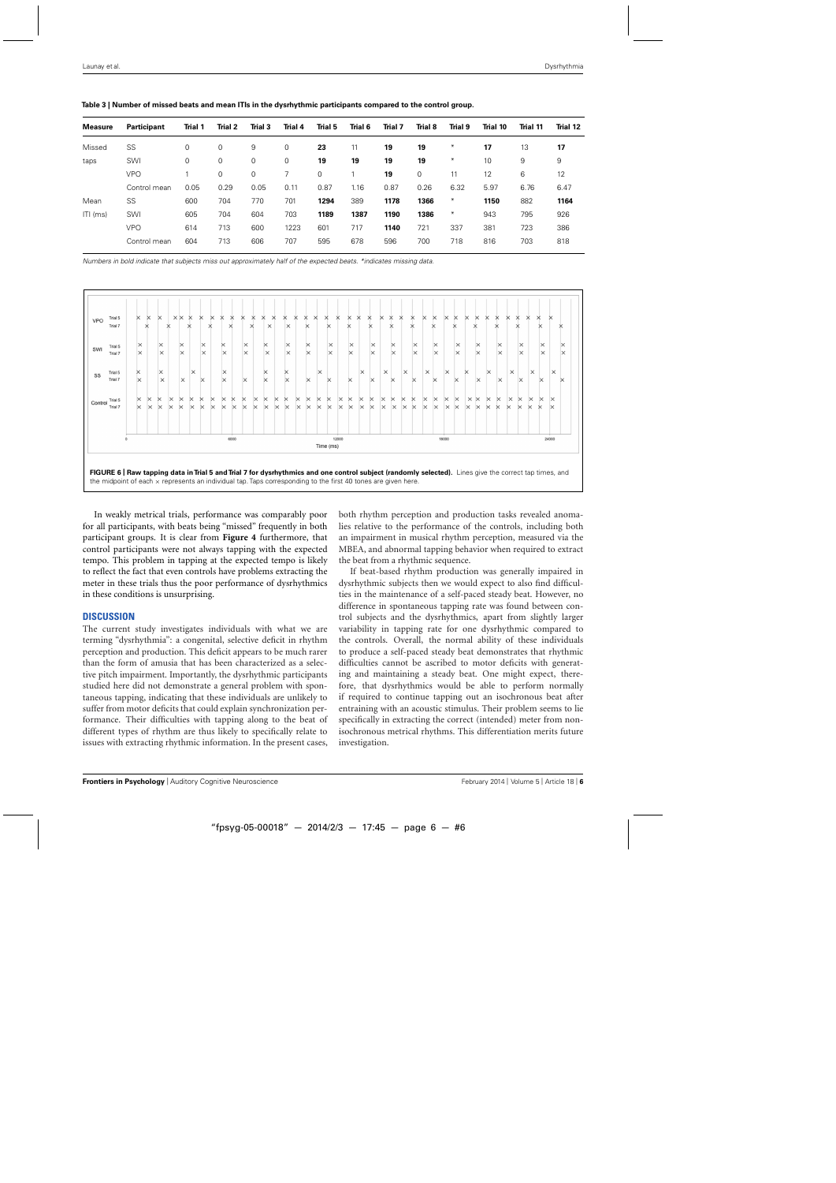**Table 3 | Number of missed beats and mean ITIs in the dysrhythmic participants compared to the control group.**

| Measure | Participant | Trial 1 | Trial 2 | Trial 3 | Trial 4 | Trial 5 | Trial 6 | Trial 7 | Trial 8 | Trial 9 | Trial 10 | Trial 11 | Trial 12 |
|---|---|---|---|---|---|---|---|---|---|---|---|---|---|
| Missed taps | SS | 0 | 0 | 9 | 0 | **23** | 11 | **19** | **19** | * | **17** | 13 | **17** |
| | SWI | 0 | 0 | 0 | 0 | **19** | **19** | **19** | **19** | * | 10 | 9 | 9 |
| | VPO | 1 | 0 | 0 | 7 | 0 | 1 | **19** | 0 | 11 | 12 | 6 | 12 |
| | Control mean | 0.05 | 0.29 | 0.05 | 0.11 | 0.87 | 1.16 | 0.87 | 0.26 | 6.32 | 5.97 | 6.76 | 6.47 |
| Mean ITI (ms) | SS | 600 | 704 | 770 | 701 | **1294** | 389 | **1178** | **1366** | * | **1150** | 882 | **1164** |
| | SWI | 605 | 704 | 604 | 703 | **1189** | **1387** | **1190** | **1386** | * | 943 | 795 | 926 |
| | VPO | 614 | 713 | 600 | 1223 | 601 | 717 | **1140** | 721 | 337 | 381 | 723 | 386 |
| | Control mean | 604 | 713 | 606 | 707 | 595 | 678 | 596 | 700 | 718 | 816 | 703 | 818 |

*Numbers in bold indicate that subjects miss out approximately half of the expected beats. *indicates missing data.*

**FIGURE 6 | Raw tapping data in Trial 5 and Trial 7 for dysrhythmics and one control subject (randomly selected).** Lines give the correct tap times, and the midpoint of each × represents an individual tap. Taps corresponding to the first 40 tones are given here.

In weakly metrical trials, performance was comparably poor for all participants, with beats being "missed" frequently in both participant groups. It is clear from **Figure 4** furthermore, that control participants were not always tapping with the expected tempo. This problem in tapping at the expected tempo is likely to reflect the fact that even controls have problems extracting the meter in these trials thus the poor performance of dysrhythmics in these conditions is unsurprising.

## DISCUSSION

The current study investigates individuals with what we are terming "dysrhythmia": a congenital, selective deficit in rhythm perception and production. This deficit appears to be much rarer than the form of amusia that has been characterized as a selective pitch impairment. Importantly, the dysrhythmic participants studied here did not demonstrate a general problem with spontaneous tapping, indicating that these individuals are unlikely to suffer from motor deficits that could explain synchronization performance. Their difficulties with tapping along to the beat of different types of rhythm are thus likely to specifically relate to issues with extracting rhythmic information. In the present cases, both rhythm perception and production tasks revealed anomalies relative to the performance of the controls, including both an impairment in musical rhythm perception, measured via the MBEA, and abnormal tapping behavior when required to extract the beat from a rhythmic sequence.

If beat-based rhythm production was generally impaired in dysrhythmic subjects then we would expect to also find difficulties in the maintenance of a self-paced steady beat. However, no difference in spontaneous tapping rate was found between control subjects and the dysrhythmics, apart from slightly larger variability in tapping rate for one dysrhythmic compared to the controls. Overall, the normal ability of these individuals to produce a self-paced steady beat demonstrates that rhythmic difficulties cannot be ascribed to motor deficits with generating and maintaining a steady beat. One might expect, therefore, that dysrhythmics would be able to perform normally if required to continue tapping out an isochronous beat after entraining with an acoustic stimulus. Their problem seems to lie specifically in extracting the correct (intended) meter from non-isochronous metrical rhythms. This differentiation merits future investigation.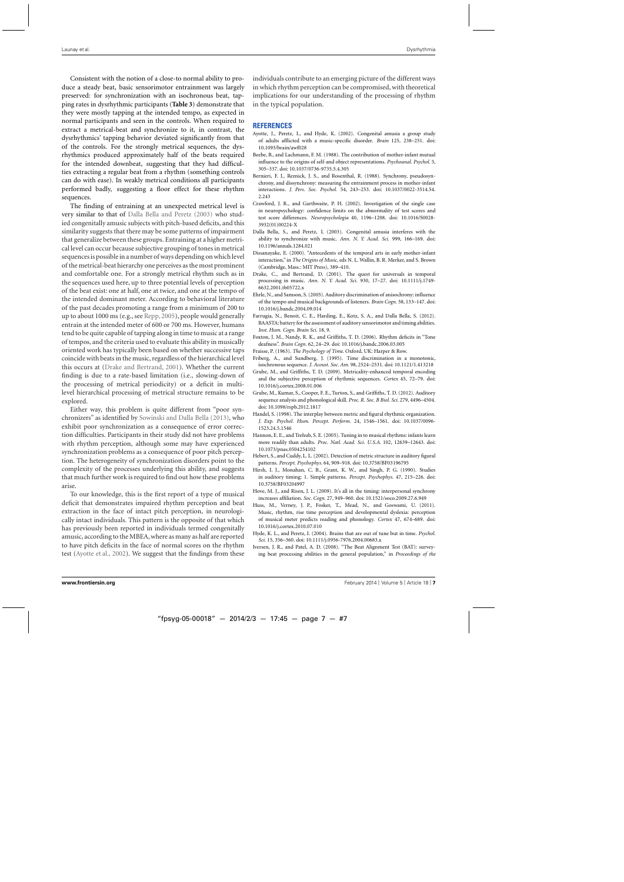Consistent with the notion of a close-to normal ability to produce a steady beat, basic sensorimotor entrainment was largely preserved: for synchronization with an isochronous beat, tapping rates in dysrhythmic participants (**Table 3**) demonstrate that they were mostly tapping at the intended tempo, as expected in normal participants and seen in the controls. When required to extract a metrical-beat and synchronize to it, in contrast, the dysrhythmics' tapping behavior deviated significantly from that of the controls. For the strongly metrical sequences, the dysrhythmics produced approximately half of the beats required for the intended downbeat, suggesting that they had difficulties extracting a regular beat from a rhythm (something controls can do with ease). In weakly metrical conditions all participants performed badly, suggesting a floor effect for these rhythm sequences.

The finding of entraining at an unexpected metrical level is very similar to that of Dalla Bella and Peretz (2003) who studied congenitally amusic subjects with pitch-based deficits, and this similarity suggests that there may be some patterns of impairment that generalize between these groups. Entraining at a higher metrical level can occur because subjective grouping of tones in metrical sequences is possible in a number of ways depending on which level of the metrical-beat hierarchy one perceives as the most prominent and comfortable one. For a strongly metrical rhythm such as in the sequences used here, up to three potential levels of perception of the beat exist: one at half, one at twice, and one at the tempo of the intended dominant meter. According to behavioral literature of the past decades promoting a range from a minimum of 200 to up to about 1000 ms (e.g., see Repp, 2005), people would generally entrain at the intended meter of 600 or 700 ms. However, humans tend to be quite capable of tapping along in time to music at a range of tempos, and the criteria used to evaluate this ability in musically oriented work has typically been based on whether successive taps coincide with beats in the music, regardless of the hierarchical level this occurs at (Drake and Bertrand, 2001). Whether the current finding is due to a rate-based limitation (i.e., slowing-down of the processing of metrical periodicity) or a deficit in multi-level hierarchical processing of metrical structure remains to be explored.

Either way, this problem is quite different from "poor synchronizers" as identified by Sowinski and Dalla Bella (2013), who exhibit poor synchronization as a consequence of error correction difficulties. Participants in their study did not have problems with rhythm perception, although some may have experienced synchronization problems as a consequence of poor pitch perception. The heterogeneity of synchronization disorders point to the complexity of the processes underlying this ability, and suggests that much further work is required to find out how these problems arise.

To our knowledge, this is the first report of a type of musical deficit that demonstrates impaired rhythm perception and beat extraction in the face of intact pitch perception, in neurologically intact individuals. This pattern is the opposite of that which has previously been reported in individuals termed congenitally amusic, according to the MBEA, where as many as half are reported to have pitch deficits in the face of normal scores on the rhythm test (Ayotte et al., 2002). We suggest that the findings from these individuals contribute to an emerging picture of the different ways in which rhythm perception can be compromised, with theoretical implications for our understanding of the processing of rhythm in the typical population.

## REFERENCES

Ayotte, J., Peretz, I., and Hyde, K. (2002). Congenital amusia a group study of adults afflicted with a music-specific disorder. *Brain* 125, 238–251. doi: 10.1093/brain/awf028

Beebe, B., and Lachmann, F. M. (1988). The contribution of mother-infant mutual influence to the origins of self-and object representations. *Psychoanal. Psychol.* 5, 305–337. doi: 10.1037/0736-9735.5.4.305

Bernieri, F. J., Reznick, J. S., and Rosenthal, R. (1988). Synchrony, pseudosynchrony, and dissynchrony: measuring the entrainment process in mother-infant interactions. *J. Pers. Soc. Psychol.* 54, 243–253. doi: 10.1037/0022-3514.54.2.243

Crawford, J. R., and Garthwaite, P. H. (2002). Investigation of the single case in neuropsychology: confidence limits on the abnormality of test scores and test score differences. *Neuropsychologia* 40, 1196–1208. doi: 10.1016/S0028-3932(01)00224-X

Dalla Bella, S., and Peretz, I. (2003). Congenital amusia interferes with the ability to synchronize with music. *Ann. N. Y. Acad. Sci.* 999, 166–169. doi: 10.1196/annals.1284.021

Dissanayake, E. (2000). "Antecedents of the temporal arts in early mother-infant interaction," in *The Origins of Music*, eds N. L. Wallin, B. R. Merker, and S. Brown (Cambridge, Mass.: MIT Press), 389–410.

Drake, C., and Bertrand, D. (2001). The quest for universals in temporal processing in music. *Ann. N. Y. Acad. Sci.* 930, 17–27. doi: 10.1111/j.1749-6632.2001.tb05722.x

Ehrle, N., and Samson, S. (2005). Auditory discrimination of anisochrony: influence of the tempo and musical backgrounds of listeners. *Brain Cogn.* 58, 133–147. doi: 10.1016/j.bandc.2004.09.014

Farrugia, N., Benoit, C. E., Harding, E., Kotz, S. A., and Dalla Bella, S. (2012). BAASTA: battery for the assessment of auditory sensorimotor and timing abilities. *Inst. Hum. Cogn. Brain Sci.* 18, 9.

Foxton, J. M., Nandy, R. K., and Griffiths, T. D. (2006). Rhythm deficits in "Tone deafness". *Brain Cogn.* 62, 24–29. doi: 10.1016/j.bandc.2006.03.005

Fraisse, P. (1963). *The Psychology of Time.* Oxford, UK: Harper & Row.

Friberg, A., and Sundberg, J. (1995). Time discrimination in a monotonic, isochronous sequence. *J. Acoust. Soc. Am.* 98, 2524–2531. doi: 10.1121/1.413218

Grube, M., and Griffiths, T. D. (2009). Metricality-enhanced temporal encoding and the subjective perception of rhythmic sequences. *Cortex* 45, 72–79. doi: 10.1016/j.cortex.2008.01.006

Grube, M., Kumar, S., Cooper, F. E., Turton, S., and Griffiths, T. D. (2012). Auditory sequence analysis and phonological skill. *Proc. R. Soc. B Biol. Sci.* 279, 4496–4504. doi: 10.1098/rspb.2012.1817

Handel, S. (1998). The interplay between metric and figural rhythmic organization. *J. Exp. Psychol. Hum. Percept. Perform.* 24, 1546–1561. doi: 10.1037/0096-1523.24.5.1546

Hannon, E. E., and Trehub, S. E. (2005). Tuning in to musical rhythms: infants learn more readily than adults. *Proc. Natl. Acad. Sci. U.S.A.* 102, 12639–12643. doi: 10.1073/pnas.0504254102

Hebert, S., and Cuddy, L. L. (2002). Detection of metric structure in auditory figural patterns. *Percept. Psychophys.* 64, 909–918. doi: 10.3758/BF03196795

Hirsh, I. J., Monahan, C. B., Grant, K. W., and Singh, P. G. (1990). Studies in auditory timing: 1. Simple patterns. *Percept. Psychophys.* 47, 215–226. doi: 10.3758/BF03204997

Hove, M. J., and Risen, J. L. (2009). It's all in the timing: interpersonal synchrony increases affiliation. *Soc. Cogn.* 27, 949–960. doi: 10.1521/soco.2009.27.6.949

Huss, M., Verney, J. P., Fosker, T., Mead, N., and Goswami, U. (2011). Music, rhythm, rise time perception and developmental dyslexia: perception of musical meter predicts reading and phonology. *Cortex* 47, 674–689. doi: 10.1016/j.cortex.2010.07.010

Hyde, K. L., and Peretz, I. (2004). Brains that are out of tune but in time. *Psychol. Sci.* 15, 356–360. doi: 10.1111/j.0956-7976.2004.00683.x

Iversen, J. R., and Patel, A. D. (2008). "The Beat Alignment Test (BAT): surveying beat processing abilities in the general population," in *Proceedings of the*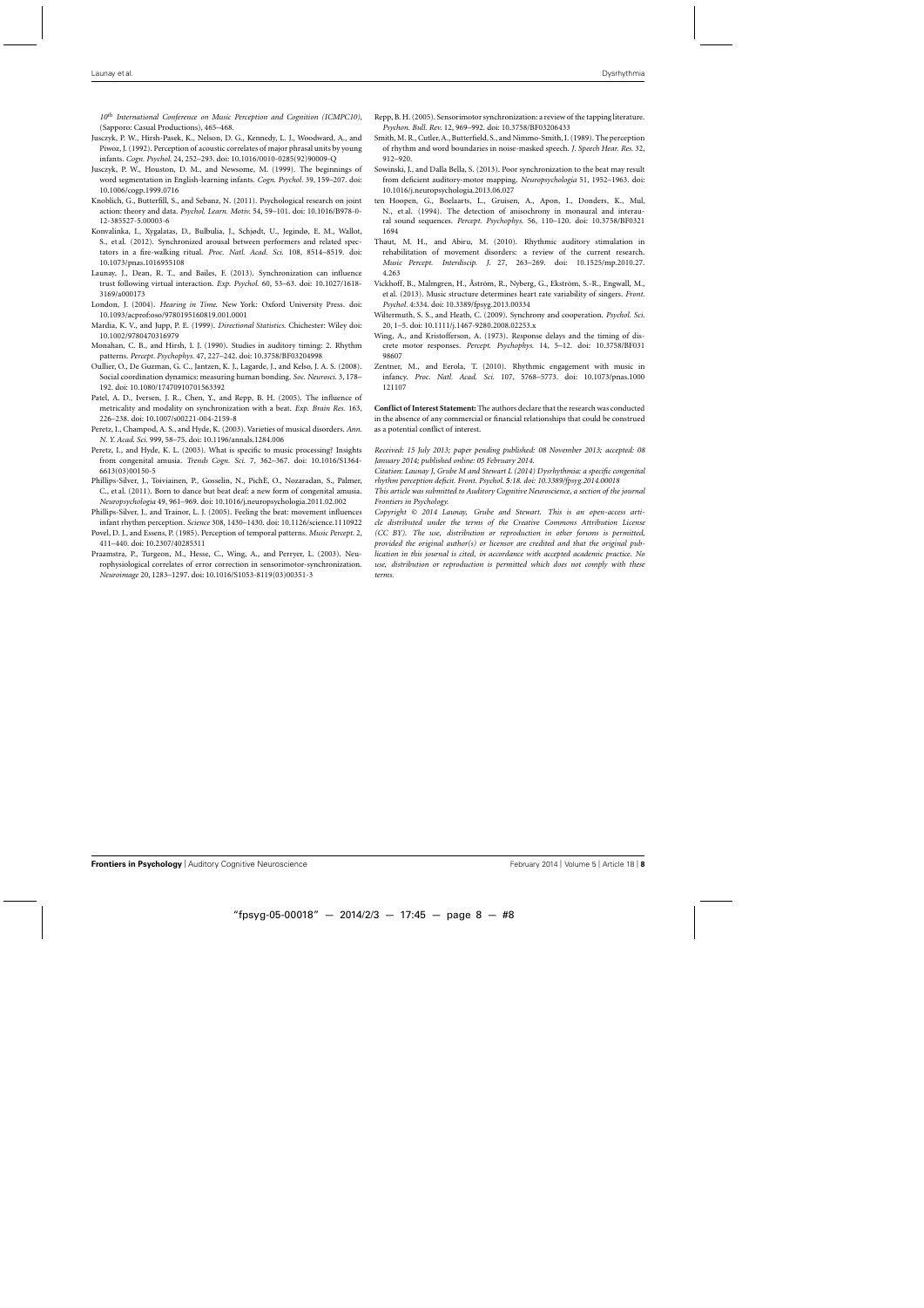10[th] International Conference on Music Perception and Cognition (ICMPC10), (Sapporo: Casual Productions), 465–468.

Jusczyk, P. W., Hirsh-Pasek, K., Nelson, D. G., Kennedy, L. J., Woodward, A., and Piwoz, J. (1992). Perception of acoustic correlates of major phrasal units by young infants. *Cogn. Psychol.* 24, 252–293. doi: 10.1016/0010-0285(92)90009-Q

Jusczyk, P. W., Houston, D. M., and Newsome, M. (1999). The beginnings of word segmentation in English-learning infants. *Cogn. Psychol.* 39, 159–207. doi: 10.1006/cogp.1999.0716

Knoblich, G., Butterfill, S., and Sebanz, N. (2011). Psychological research on joint action: theory and data. *Psychol. Learn. Motiv.* 54, 59–101. doi: 10.1016/B978-0-12-385527-5.00003-6

Konvalinka, I., Xygalatas, D., Bulbulia, J., Schjødt, U., Jegindø, E. M., Wallot, S., et al. (2012). Synchronized arousal between performers and related spectators in a fire-walking ritual. *Proc. Natl. Acad. Sci.* 108, 8514–8519. doi: 10.1073/pnas.1016955108

Launay, J., Dean, R. T., and Bailes, F. (2013). Synchronization can influence trust following virtual interaction. *Exp. Psychol.* 60, 53–63. doi: 10.1027/1618-3169/a000173

London, J. (2004). *Hearing in Time.* New York: Oxford University Press. doi: 10.1093/acprof:oso/9780195160819.001.0001

Mardia, K. V., and Jupp, P. E. (1999). *Directional Statistics.* Chichester: Wiley doi: 10.1002/9780470316979

Monahan, C. B., and Hirsh, I. J. (1990). Studies in auditory timing: 2. Rhythm patterns. *Percept. Psychophys.* 47, 227–242. doi: 10.3758/BF03204998

Oullier, O., De Guzman, G. C., Jantzen, K. J., Lagarde, J., and Kelso, J. A. S. (2008). Social coordination dynamics: measuring human bonding. *Soc. Neurosci.* 3, 178–192. doi: 10.1080/17470910701563392

Patel, A. D., Iversen, J. R., Chen, Y., and Repp, B. H. (2005). The influence of metricality and modality on synchronization with a beat. *Exp. Brain Res.* 163, 226–238. doi: 10.1007/s00221-004-2159-8

Peretz, I., Champod, A. S., and Hyde, K. (2003). Varieties of musical disorders. *Ann. N. Y. Acad. Sci.* 999, 58–75. doi: 10.1196/annals.1284.006

Peretz, I., and Hyde, K. L. (2003). What is specific to music processing? Insights from congenital amusia. *Trends Cogn. Sci.* 7, 362–367. doi: 10.1016/S1364-6613(03)00150-5

Phillips-Silver, J., Toiviainen, P., Gosselin, N., Piché, O., Nozaradan, S., Palmer, C., et al. (2011). Born to dance but beat deaf: a new form of congenital amusia. *Neuropsychologia* 49, 961–969. doi: 10.1016/j.neuropsychologia.2011.02.002

Phillips-Silver, J., and Trainor, L. J. (2005). Feeling the beat: movement influences infant rhythm perception. *Science* 308, 1430–1430. doi: 10.1126/science.1110922

Povel, D. J., and Essens, P. (1985). Perception of temporal patterns. *Music Percept.* 2, 411–440. doi: 10.2307/40285311

Praamstra, P., Turgeon, M., Hesse, C., Wing, A., and Perryer, L. (2003). Neurophysiological correlates of error correction in sensorimotor-synchronization. *Neuroimage* 20, 1283–1297. doi: 10.1016/S1053-8119(03)00351-3

Repp, B. H. (2005). Sensorimotor synchronization: a review of the tapping literature. *Psychon. Bull. Rev.* 12, 969–992. doi: 10.3758/BF03206433

Smith, M. R., Cutler, A., Butterfield, S., and Nimmo-Smith, I. (1989). The perception of rhythm and word boundaries in noise-masked speech. *J. Speech Hear. Res.* 32, 912–920.

Sowinski, J., and Dalla Bella, S. (2013). Poor synchronization to the beat may result from deficient auditory-motor mapping. *Neuropsychologia* 51, 1952–1963. doi: 10.1016/j.neuropsychologia.2013.06.027

ten Hoopen, G., Boelaarts, L., Gruisen, A., Apon, I., Donders, K., Mul, N., et al. (1994). The detection of anisochrony in monaural and interaural sound sequences. *Percept. Psychophys.* 56, 110–120. doi: 10.3758/BF03211694

Thaut, M. H., and Abiru, M. (2010). Rhythmic auditory stimulation in rehabilitation of movement disorders: a review of the current research. *Music Percept. Interdiscip. J.* 27, 263–269. doi: 10.1525/mp.2010.27.4.263

Vickhoff, B., Malmgren, H., Åström, R., Nyberg, G., Ekström, S.-R., Engwall, M., et al. (2013). Music structure determines heart rate variability of singers. *Front. Psychol.* 4:334. doi: 10.3389/fpsyg.2013.00334

Wiltermuth, S. S., and Heath, C. (2009). Synchrony and cooperation. *Psychol. Sci.* 20, 1–5. doi: 10.1111/j.1467-9280.2008.02253.x

Wing, A., and Kristofferson, A. (1973). Response delays and the timing of discrete motor responses. *Percept. Psychophys.* 14, 5–12. doi: 10.3758/BF03198607

Zentner, M., and Eerola, T. (2010). Rhythmic engagement with music in infancy. *Proc. Natl. Acad. Sci.* 107, 5768–5773. doi: 10.1073/pnas.1000121107

**Conflict of Interest Statement:** The authors declare that the research was conducted in the absence of any commercial or financial relationships that could be construed as a potential conflict of interest.

*Received: 15 July 2013; paper pending published: 08 November 2013; accepted: 08 January 2014; published online: 05 February 2014.*

*Citation: Launay J, Grube M and Stewart L (2014) Dysrhythmia: a specific congenital rhythm perception deficit. Front. Psychol.* ***5****:18. doi: 10.3389/fpsyg.2014.00018*

*This article was submitted to Auditory Cognitive Neuroscience, a section of the journal Frontiers in Psychology.*

*Copyright © 2014 Launay, Grube and Stewart. This is an open-access article distributed under the terms of the Creative Commons Attribution License (CC BY). The use, distribution or reproduction in other forums is permitted, provided the original author(s) or licensor are credited and that the original publication in this journal is cited, in accordance with accepted academic practice. No use, distribution or reproduction is permitted which does not comply with these terms.*